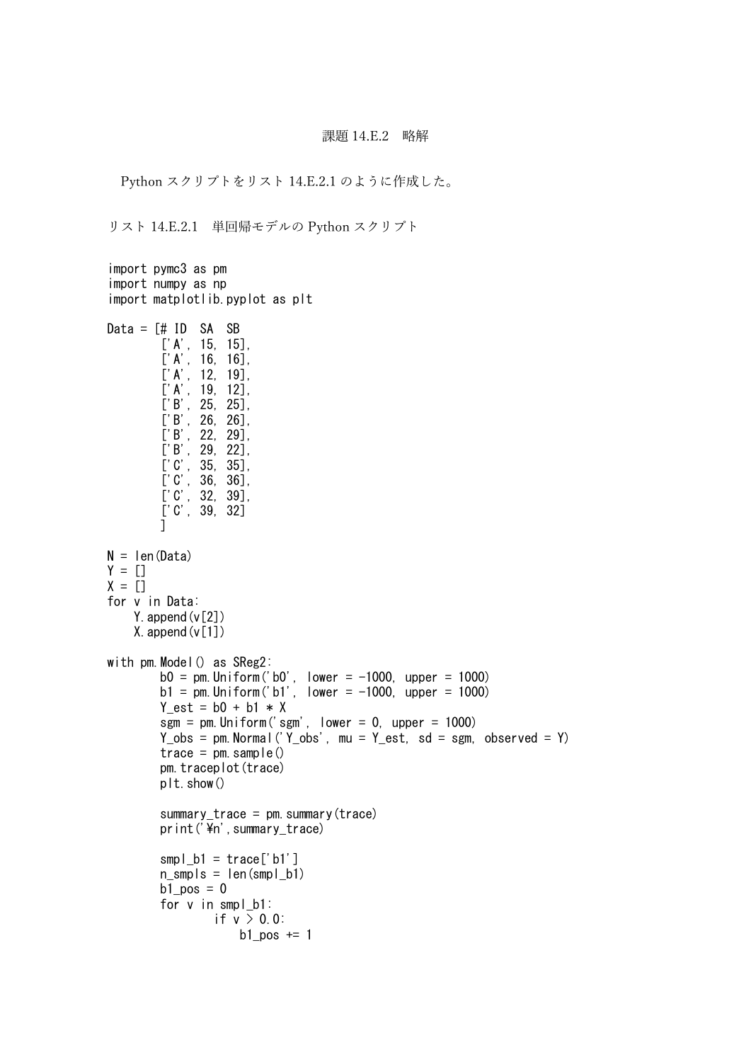課題 14.E.2　略解

Python スクリプトをリスト 14.E.2.1 のように作成した。

リスト 14.E.2.1　単回帰モデルの Python スクリプト

```
import pymc3 as pm
import numpy as np
import matplotlib.pyplot as plt

Data = [# ID  SA  SB
        ['A', 15, 15],
        ['A', 16, 16],
        ['A', 12, 19],
        ['A', 19, 12],
        ['B', 25, 25],
        ['B', 26, 26],
        ['B', 22, 29],
        ['B', 29, 22],
        ['C', 35, 35],
        ['C', 36, 36],
        ['C', 32, 39],
        ['C', 39, 32]
        ]

N = len(Data)
Y = []
X = []
for v in Data:
    Y.append(v[2])
    X.append(v[1])

with pm.Model() as SReg2:
        b0 = pm.Uniform('b0', lower = -1000, upper = 1000)
        b1 = pm.Uniform('b1', lower = -1000, upper = 1000)
        Y_est = b0 + b1 * X
        sgm = pm.Uniform('sgm', lower = 0, upper = 1000)
        Y_obs = pm.Normal('Y_obs', mu = Y_est, sd = sgm, observed = Y)
        trace = pm.sample()
        pm.traceplot(trace)
        plt.show()

        summary_trace = pm.summary(trace)
        print('¥n',summary_trace)

        smpl_b1 = trace['b1']
        n_smpls = len(smpl_b1)
        b1_pos = 0
        for v in smpl_b1:
                if v > 0.0:
                    b1_pos += 1
```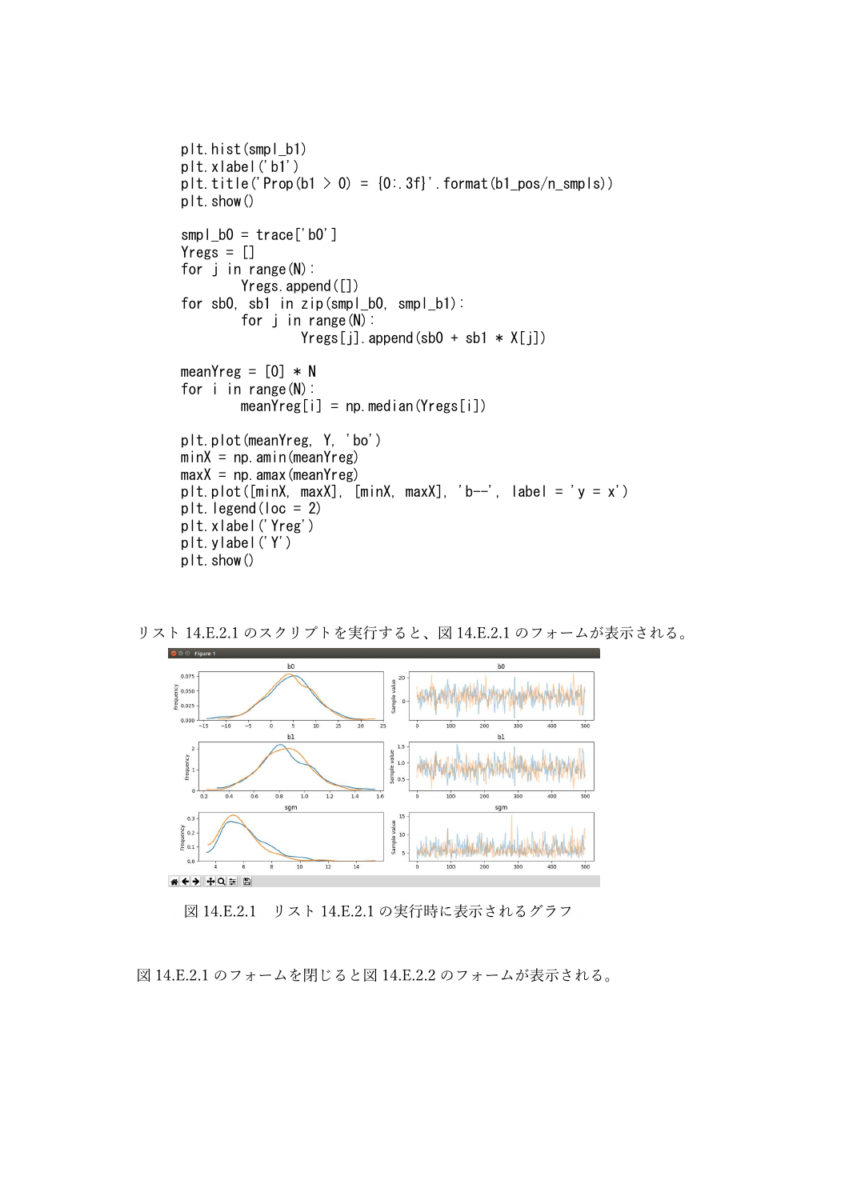```
plt.hist(smpl_b1)
plt.xlabel('b1')
plt.title('Prop(b1 > 0) = {0:.3f}'.format(b1_pos/n_smpls))
plt.show()

smpl_b0 = trace['b0']
Yregs = []
for j in range(N):
        Yregs.append([])
for sb0, sb1 in zip(smpl_b0, smpl_b1):
        for j in range(N):
                Yregs[j].append(sb0 + sb1 * X[j])

meanYreg = [0] * N
for i in range(N):
        meanYreg[i] = np.median(Yregs[i])

plt.plot(meanYreg, Y, 'bo')
minX = np.amin(meanYreg)
maxX = np.amax(meanYreg)
plt.plot([minX, maxX], [minX, maxX], 'b--', label = 'y = x')
plt.legend(loc = 2)
plt.xlabel('Yreg')
plt.ylabel('Y')
plt.show()
```

リスト 14.E.2.1 のスクリプトを実行すると、図 14.E.2.1 のフォームが表示される。

図 14.E.2.1　リスト 14.E.2.1 の実行時に表示されるグラフ

図 14.E.2.1 のフォームを閉じると図 14.E.2.2 のフォームが表示される。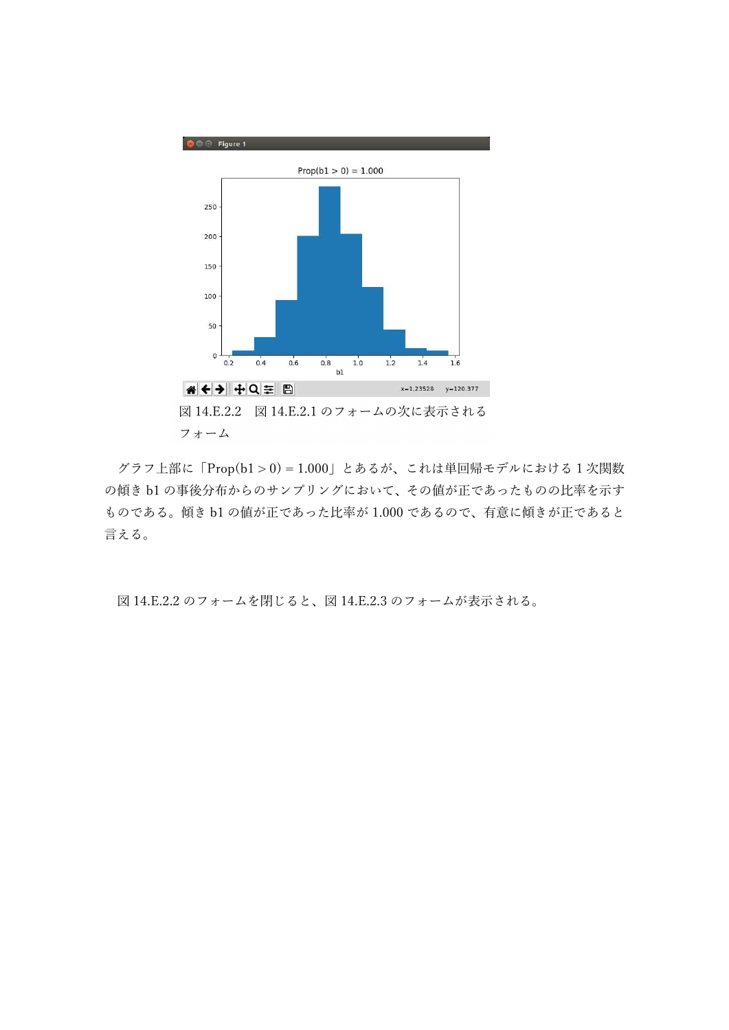図 14.E.2.2　図 14.E.2.1 のフォームの次に表示されるフォーム

グラフ上部に「Prop(b1 > 0) = 1.000」とあるが、これは単回帰モデルにおける 1 次関数の傾き b1 の事後分布からのサンプリングにおいて、その値が正であったものの比率を示すものである。傾き b1 の値が正であった比率が 1.000 であるので、有意に傾きが正であると言える。

図 14.E.2.2 のフォームを閉じると、図 14.E.2.3 のフォームが表示される。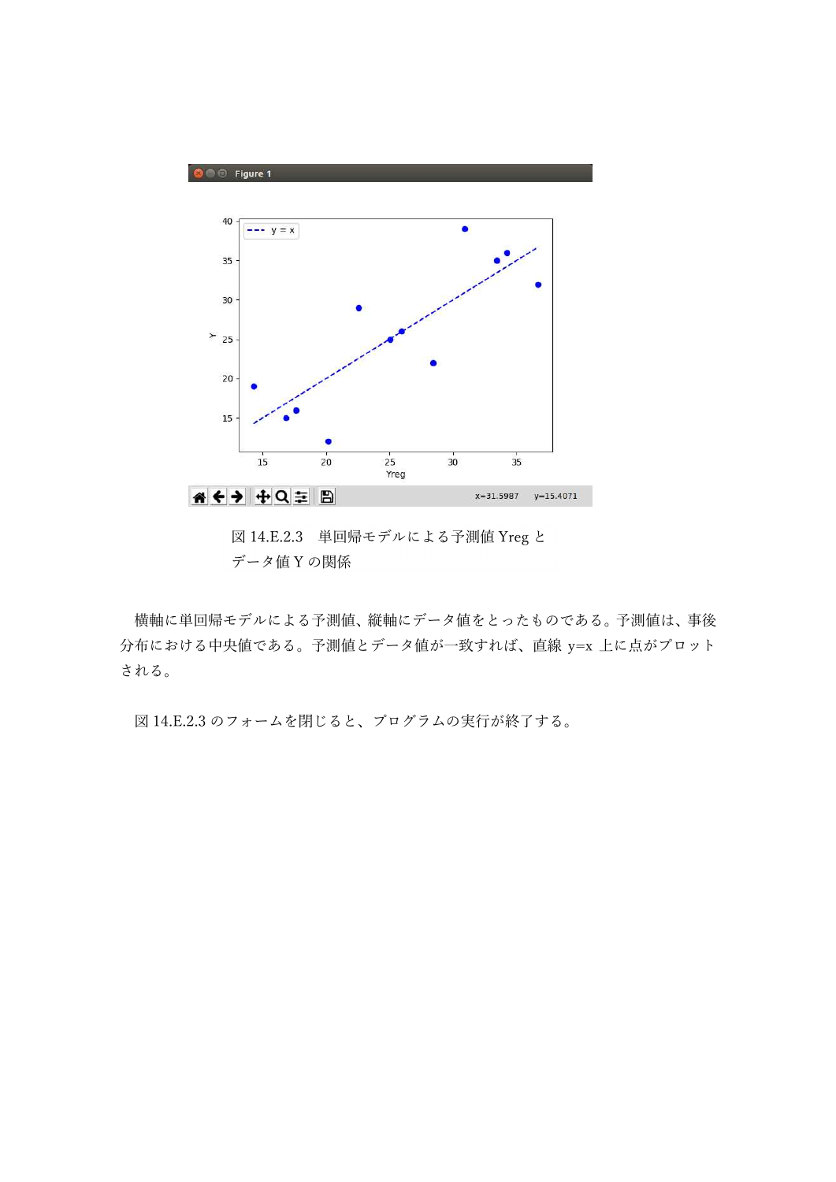Figure 1

y = x

40
35
30
25
20
15

Y

15
20
25
30
35

Yreg

x=31.5987　y=15.4071

図 14.E.2.3　単回帰モデルによる予測値 Yreg と
データ値 Y の関係

横軸に単回帰モデルによる予測値、縦軸にデータ値をとったものである。予測値は、事後分布における中央値である。予測値とデータ値が一致すれば、直線 y=x 上に点がプロットされる。

図 14.E.2.3 のフォームを閉じると、プログラムの実行が終了する。